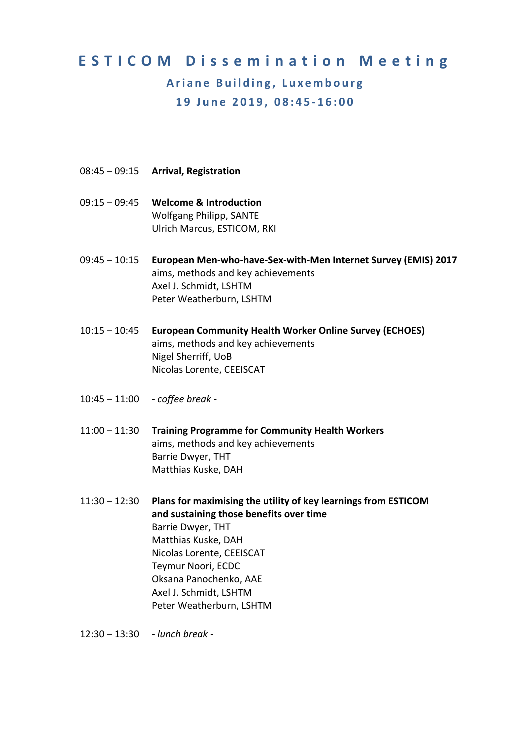# ESTICOM Dissemination Meeting

## Ariane Building, Luxembourg

## 19 June 2019, 08:45-16:00

08:45 – 09:15 **Arrival, Registration**

09:15 – 09:45 **Welcome & Introduction**
Wolfgang Philipp, SANTE
Ulrich Marcus, ESTICOM, RKI

09:45 – 10:15 **European Men-who-have-Sex-with-Men Internet Survey (EMIS) 2017**
aims, methods and key achievements
Axel J. Schmidt, LSHTM
Peter Weatherburn, LSHTM

10:15 – 10:45 **European Community Health Worker Online Survey (ECHOES)**
aims, methods and key achievements
Nigel Sherriff, UoB
Nicolas Lorente, CEEISCAT

10:45 – 11:00 *- coffee break -*

11:00 – 11:30 **Training Programme for Community Health Workers**
aims, methods and key achievements
Barrie Dwyer, THT
Matthias Kuske, DAH

11:30 – 12:30 **Plans for maximising the utility of key learnings from ESTICOM and sustaining those benefits over time**
Barrie Dwyer, THT
Matthias Kuske, DAH
Nicolas Lorente, CEEISCAT
Teymur Noori, ECDC
Oksana Panochenko, AAE
Axel J. Schmidt, LSHTM
Peter Weatherburn, LSHTM

12:30 – 13:30 *- lunch break -*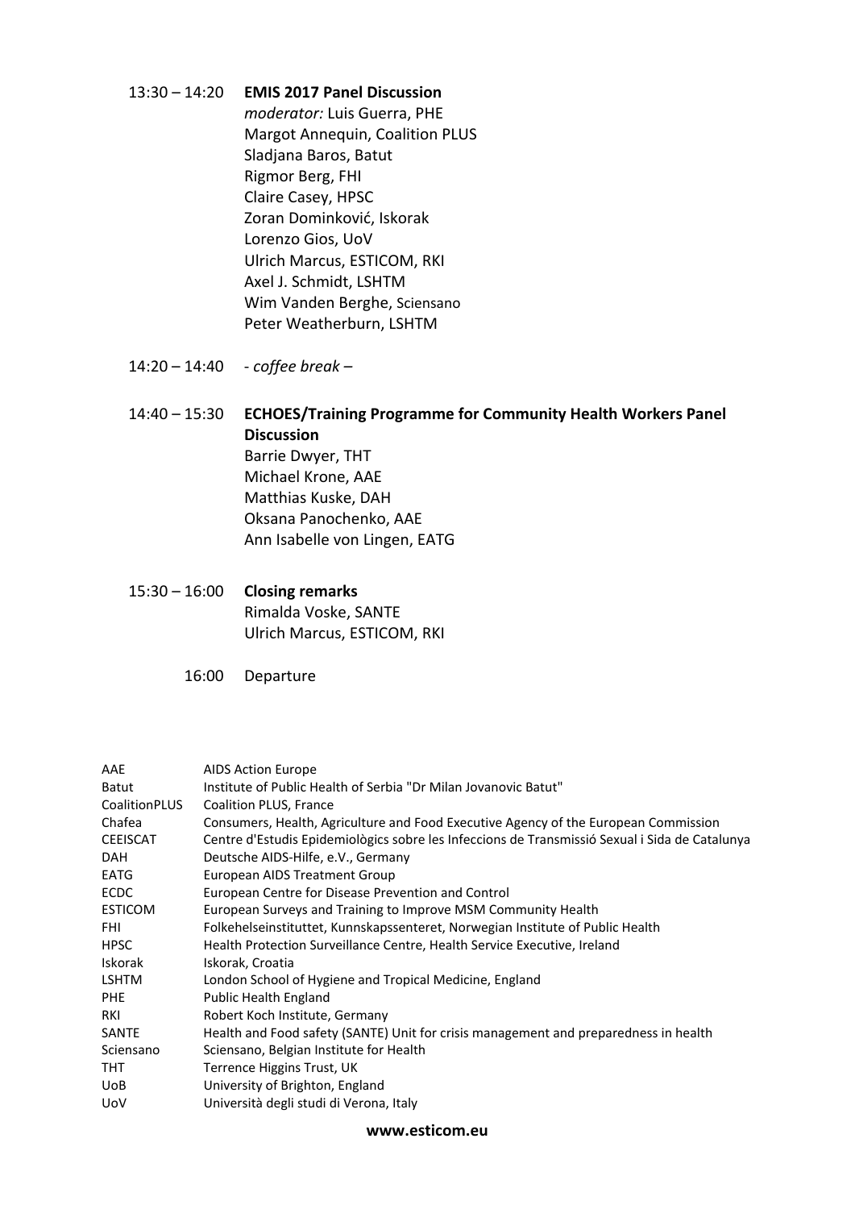13:30 – 14:20 **EMIS 2017 Panel Discussion**
*moderator:* Luis Guerra, PHE
Margot Annequin, Coalition PLUS
Sladjana Baros, Batut
Rigmor Berg, FHI
Claire Casey, HPSC
Zoran Dominković, Iskorak
Lorenzo Gios, UoV
Ulrich Marcus, ESTICOM, RKI
Axel J. Schmidt, LSHTM
Wim Vanden Berghe, Sciensano
Peter Weatherburn, LSHTM

14:20 – 14:40 - *coffee break* –

14:40 – 15:30 **ECHOES/Training Programme for Community Health Workers Panel Discussion**
Barrie Dwyer, THT
Michael Krone, AAE
Matthias Kuske, DAH
Oksana Panochenko, AAE
Ann Isabelle von Lingen, EATG

15:30 – 16:00 **Closing remarks**
Rimalda Voske, SANTE
Ulrich Marcus, ESTICOM, RKI

16:00 Departure

| | |
|---|---|
| AAE | AIDS Action Europe |
| Batut | Institute of Public Health of Serbia "Dr Milan Jovanovic Batut" |
| CoalitionPLUS | Coalition PLUS, France |
| Chafea | Consumers, Health, Agriculture and Food Executive Agency of the European Commission |
| CEEISCAT | Centre d'Estudis Epidemiològics sobre les Infeccions de Transmissió Sexual i Sida de Catalunya |
| DAH | Deutsche AIDS-Hilfe, e.V., Germany |
| EATG | European AIDS Treatment Group |
| ECDC | European Centre for Disease Prevention and Control |
| ESTICOM | European Surveys and Training to Improve MSM Community Health |
| FHI | Folkehelseinstituttet, Kunnskapssenteret, Norwegian Institute of Public Health |
| HPSC | Health Protection Surveillance Centre, Health Service Executive, Ireland |
| Iskorak | Iskorak, Croatia |
| LSHTM | London School of Hygiene and Tropical Medicine, England |
| PHE | Public Health England |
| RKI | Robert Koch Institute, Germany |
| SANTE | Health and Food safety (SANTE) Unit for crisis management and preparedness in health |
| Sciensano | Sciensano, Belgian Institute for Health |
| THT | Terrence Higgins Trust, UK |
| UoB | University of Brighton, England |
| UoV | Università degli studi di Verona, Italy |

**www.esticom.eu**